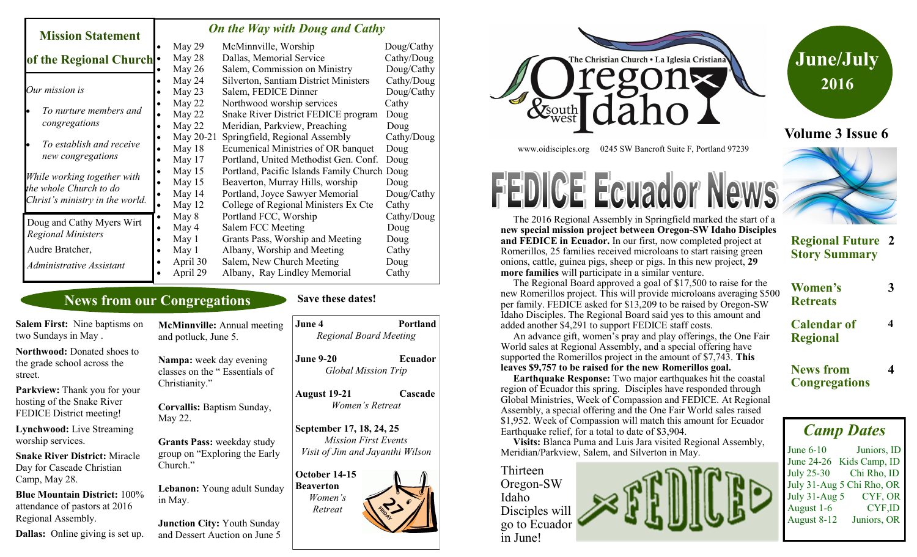## Mission Statement of the Regional Church

*Our mission is*

- *To nurture members and congregations*
- *To establish and receive new congregations*

*While working together with the whole Church to do Christ's ministry in the world.*

Doug and Cathy Myers Wirt
*Regional Ministers*

Audre Bratcher,
*Administrative Assistant*

## *On the Way with Doug and Cathy*

| Date | Event | Who |
|---|---|---|
| May 29 | McMinnville, Worship | Doug/Cathy |
| May 28 | Dallas, Memorial Service | Cathy/Doug |
| May 26 | Salem, Commission on Ministry | Doug/Cathy |
| May 24 | Silverton, Santiam District Ministers | Cathy/Doug |
| May 23 | Salem, FEDICE Dinner | Doug/Cathy |
| May 22 | Northwood worship services | Cathy |
| May 22 | Snake River District FEDICE program | Doug |
| May 22 | Meridian, Parkview, Preaching | Doug |
| May 20-21 | Springfield, Regional Assembly | Cathy/Doug |
| May 18 | Ecumenical Ministries of OR banquet | Doug |
| May 17 | Portland, United Methodist Gen. Conf. | Doug |
| May 15 | Portland, Pacific Islands Family Church | Doug |
| May 15 | Beaverton, Murray Hills, worship | Doug |
| May 14 | Portland, Joyce Sawyer Memorial | Doug/Cathy |
| May 12 | College of Regional Ministers Ex Cte | Cathy |
| May 8 | Portland FCC, Worship | Cathy/Doug |
| May 4 | Salem FCC Meeting | Doug |
| May 1 | Grants Pass, Worship and Meeting | Doug |
| May 1 | Albany, Worship and Meeting | Cathy |
| April 30 | Salem, New Church Meeting | Doug |
| April 29 | Albany, Ray Lindley Memorial | Cathy |

## News from our Congregations

**Salem First:** Nine baptisms on two Sundays in May .

**Northwood:** Donated shoes to the grade school across the street.

**Parkview:** Thank you for your hosting of the Snake River FEDICE District meeting!

**Lynchwood:** Live Streaming worship services.

**Snake River District:** Miracle Day for Cascade Christian Camp, May 28.

**Blue Mountain District:** 100% attendance of pastors at 2016 Regional Assembly.

**Dallas:** Online giving is set up.

**McMinnville:** Annual meeting and potluck, June 5.

**Nampa:** week day evening classes on the " Essentials of Christianity."

**Corvallis:** Baptism Sunday, May 22.

**Grants Pass:** weekday study group on "Exploring the Early Church."

**Lebanon:** Young adult Sunday in May.

**Junction City:** Youth Sunday and Dessert Auction on June 5

## Save these dates!

**June 4** — **Portland**
*Regional Board Meeting*

**June 9-20** — **Ecuador**
*Global Mission Trip*

**August 19-21** — **Cascade**
*Women's Retreat*

**September 17, 18, 24, 25**
*Mission First Events*
*Visit of Jim and Jayanthi Wilson*

**October 14-15**
**Beaverton**
*Women's Retreat*

# The Christian Church • La Iglesia Cristiana — Oregon & southwest Idaho

www.oidisciples.org 0245 SW Bancroft Suite F, Portland 97239

**June/July 2016**

**Volume 3 Issue 6**

# FEDICE Ecuador News

The 2016 Regional Assembly in Springfield marked the start of a **new special mission project between Oregon-SW Idaho Disciples and FEDICE in Ecuador.** In our first, now completed project at Romerillos, 25 families received microloans to start raising green onions, cattle, guinea pigs, sheep or pigs. In this new project, **29 more families** will participate in a similar venture.

The Regional Board approved a goal of $17,500 to raise for the new Romerillos project. This will provide microloans averaging $500 per family. FEDICE asked for $13,209 to be raised by Oregon-SW Idaho Disciples. The Regional Board said yes to this amount and added another $4,291 to support FEDICE staff costs.

An advance gift, women's pray and play offerings, the One Fair World sales at Regional Assembly, and a special offering have supported the Romerillos project in the amount of $7,743. **This leaves $9,757 to be raised for the new Romerillos goal.**

**Earthquake Response:** Two major earthquakes hit the coastal region of Ecuador this spring. Disciples have responded through Global Ministries, Week of Compassion and FEDICE. At Regional Assembly, a special offering and the One Fair World sales raised $1,952. Week of Compassion will match this amount for Ecuador Earthquake relief, for a total to date of $3,904.

**Visits:** Blanca Puma and Luis Jara visited Regional Assembly, Meridian/Parkview, Salem, and Silverton in May.

Thirteen Oregon-SW Idaho Disciples will go to Ecuador in June!

| Contents | Page |
|---|---|
| **Regional Future Story Summary** | **2** |
| **Women's Retreats** | **3** |
| **Calendar of Regional** | **4** |
| **News from Congregations** | **4** |

## *Camp Dates*

| Dates | Camp |
|---|---|
| June 6-10 | Juniors, ID |
| June 24-26 | Kids Camp, ID |
| July 25-30 | Chi Rho, ID |
| July 31-Aug 5 | Chi Rho, OR |
| July 31-Aug 5 | CYF, OR |
| August 1-6 | CYF,ID |
| August 8-12 | Juniors, OR |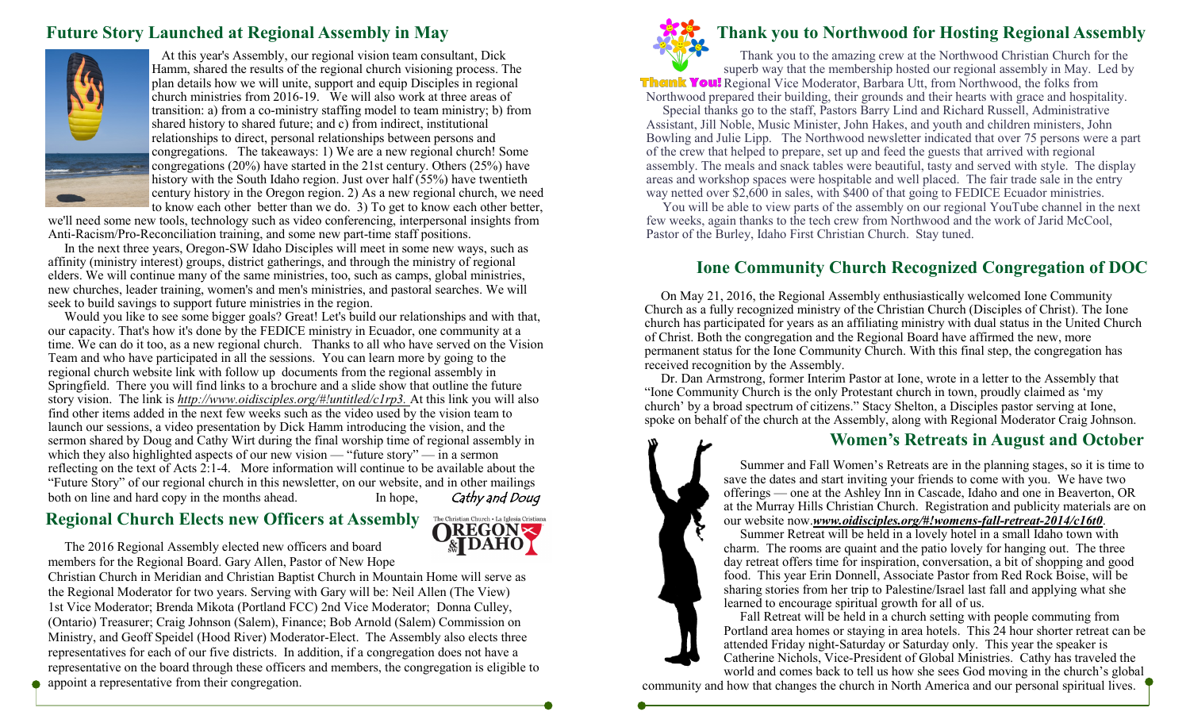## Future Story Launched at Regional Assembly in May

At this year's Assembly, our regional vision team consultant, Dick Hamm, shared the results of the regional church visioning process. The plan details how we will unite, support and equip Disciples in regional church ministries from 2016-19. We will also work at three areas of transition: a) from a co-ministry staffing model to team ministry; b) from shared history to shared future; and c) from indirect, institutional relationships to direct, personal relationships between persons and congregations. The takeaways: 1) We are a new regional church! Some congregations (20%) have started in the 21st century. Others (25%) have history with the South Idaho region. Just over half (55%) have twentieth century history in the Oregon region. 2) As a new regional church, we need to know each other better than we do. 3) To get to know each other better, we'll need some new tools, technology such as video conferencing, interpersonal insights from Anti-Racism/Pro-Reconciliation training, and some new part-time staff positions.

In the next three years, Oregon-SW Idaho Disciples will meet in some new ways, such as affinity (ministry interest) groups, district gatherings, and through the ministry of regional elders. We will continue many of the same ministries, too, such as camps, global ministries, new churches, leader training, women's and men's ministries, and pastoral searches. We will seek to build savings to support future ministries in the region.

Would you like to see some bigger goals? Great! Let's build our relationships and with that, our capacity. That's how it's done by the FEDICE ministry in Ecuador, one community at a time. We can do it too, as a new regional church. Thanks to all who have served on the Vision Team and who have participated in all the sessions. You can learn more by going to the regional church website link with follow up documents from the regional assembly in Springfield. There you will find links to a brochure and a slide show that outline the future story vision. The link is *http://www.oidisciples.org/#!untitled/c1rp3.* At this link you will also find other items added in the next few weeks such as the video used by the vision team to launch our sessions, a video presentation by Dick Hamm introducing the vision, and the sermon shared by Doug and Cathy Wirt during the final worship time of regional assembly in which they also highlighted aspects of our new vision — "future story" — in a sermon reflecting on the text of Acts 2:1-4. More information will continue to be available about the "Future Story" of our regional church in this newsletter, on our website, and in other mailings both on line and hard copy in the months ahead. In hope, *Cathy and Doug*

## Regional Church Elects new Officers at Assembly

The 2016 Regional Assembly elected new officers and board members for the Regional Board. Gary Allen, Pastor of New Hope Christian Church in Meridian and Christian Baptist Church in Mountain Home will serve as the Regional Moderator for two years. Serving with Gary will be: Neil Allen (The View) 1st Vice Moderator; Brenda Mikota (Portland FCC) 2nd Vice Moderator; Donna Culley, (Ontario) Treasurer; Craig Johnson (Salem), Finance; Bob Arnold (Salem) Commission on Ministry, and Geoff Speidel (Hood River) Moderator-Elect. The Assembly also elects three representatives for each of our five districts. In addition, if a congregation does not have a representative on the board through these officers and members, the congregation is eligible to appoint a representative from their congregation.

## Thank you to Northwood for Hosting Regional Assembly

Thank you to the amazing crew at the Northwood Christian Church for the superb way that the membership hosted our regional assembly in May. Led by Regional Vice Moderator, Barbara Utt, from Northwood, the folks from Northwood prepared their building, their grounds and their hearts with grace and hospitality.

Special thanks go to the staff, Pastors Barry Lind and Richard Russell, Administrative Assistant, Jill Noble, Music Minister, John Hakes, and youth and children ministers, John Bowling and Julie Lipp. The Northwood newsletter indicated that over 75 persons were a part of the crew that helped to prepare, set up and feed the guests that arrived with regional assembly. The meals and snack tables were beautiful, tasty and served with style. The display areas and workshop spaces were hospitable and well placed. The fair trade sale in the entry way netted over $2,600 in sales, with $400 of that going to FEDICE Ecuador ministries.

You will be able to view parts of the assembly on our regional YouTube channel in the next few weeks, again thanks to the tech crew from Northwood and the work of Jarid McCool, Pastor of the Burley, Idaho First Christian Church. Stay tuned.

## Ione Community Church Recognized Congregation of DOC

On May 21, 2016, the Regional Assembly enthusiastically welcomed Ione Community Church as a fully recognized ministry of the Christian Church (Disciples of Christ). The Ione church has participated for years as an affiliating ministry with dual status in the United Church of Christ. Both the congregation and the Regional Board have affirmed the new, more permanent status for the Ione Community Church. With this final step, the congregation has received recognition by the Assembly.

Dr. Dan Armstrong, former Interim Pastor at Ione, wrote in a letter to the Assembly that "Ione Community Church is the only Protestant church in town, proudly claimed as 'my church' by a broad spectrum of citizens." Stacy Shelton, a Disciples pastor serving at Ione, spoke on behalf of the church at the Assembly, along with Regional Moderator Craig Johnson.

## Women's Retreats in August and October

Summer and Fall Women's Retreats are in the planning stages, so it is time to save the dates and start inviting your friends to come with you. We have two offerings — one at the Ashley Inn in Cascade, Idaho and one in Beaverton, OR at the Murray Hills Christian Church. Registration and publicity materials are on our website now.***www.oidisciples.org/#!womens-fall-retreat-2014/c16t0***.

Summer Retreat will be held in a lovely hotel in a small Idaho town with charm. The rooms are quaint and the patio lovely for hanging out. The three day retreat offers time for inspiration, conversation, a bit of shopping and good food. This year Erin Donnell, Associate Pastor from Red Rock Boise, will be sharing stories from her trip to Palestine/Israel last fall and applying what she learned to encourage spiritual growth for all of us.

Fall Retreat will be held in a church setting with people commuting from Portland area homes or staying in area hotels. This 24 hour shorter retreat can be attended Friday night-Saturday or Saturday only. This year the speaker is Catherine Nichols, Vice-President of Global Ministries. Cathy has traveled the world and comes back to tell us how she sees God moving in the church's global community and how that changes the church in North America and our personal spiritual lives.